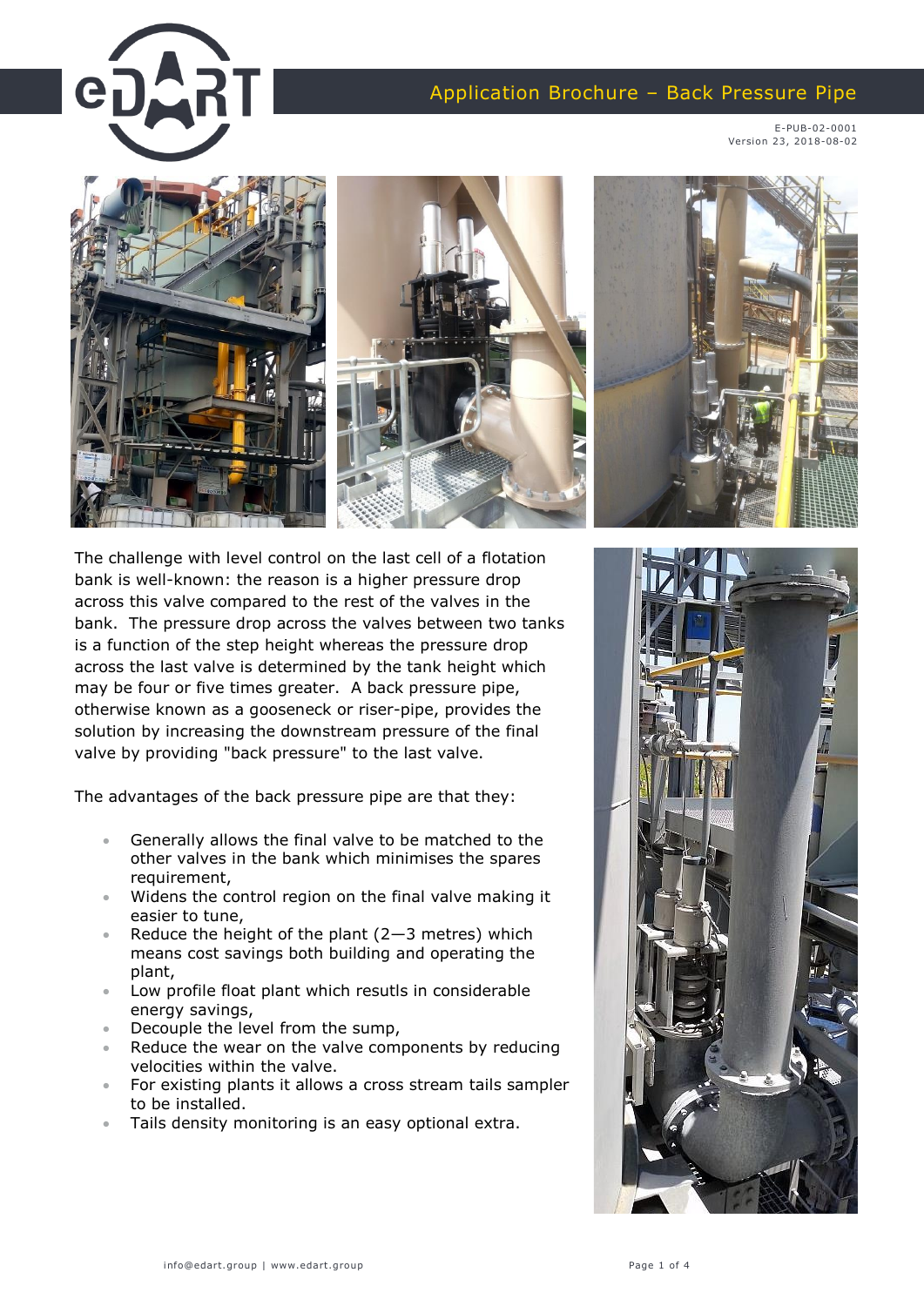# Application Brochure – Back Pressure Pipe

E-PUB-02-0001
Version 23, 2018-08-02

The challenge with level control on the last cell of a flotation bank is well-known: the reason is a higher pressure drop across this valve compared to the rest of the valves in the bank. The pressure drop across the valves between two tanks is a function of the step height whereas the pressure drop across the last valve is determined by the tank height which may be four or five times greater. A back pressure pipe, otherwise known as a gooseneck or riser-pipe, provides the solution by increasing the downstream pressure of the final valve by providing "back pressure" to the last valve.

The advantages of the back pressure pipe are that they:

- Generally allows the final valve to be matched to the other valves in the bank which minimises the spares requirement,
- Widens the control region on the final valve making it easier to tune,
- Reduce the height of the plant (2—3 metres) which means cost savings both building and operating the plant,
- Low profile float plant which resutls in considerable energy savings,
- Decouple the level from the sump,
- Reduce the wear on the valve components by reducing velocities within the valve.
- For existing plants it allows a cross stream tails sampler to be installed.
- Tails density monitoring is an easy optional extra.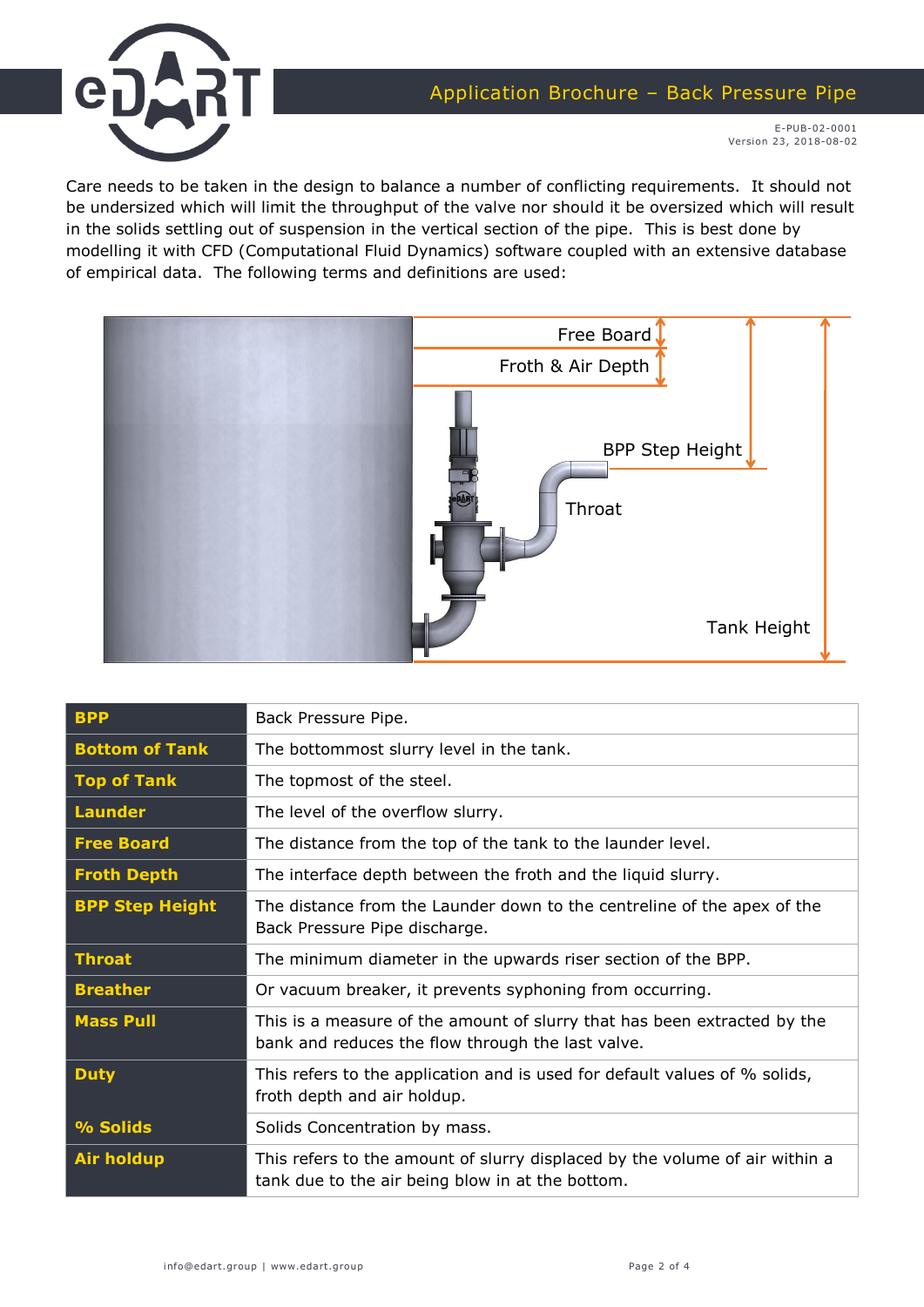Care needs to be taken in the design to balance a number of conflicting requirements. It should not be undersized which will limit the throughput of the valve nor should it be oversized which will result in the solids settling out of suspension in the vertical section of the pipe. This is best done by modelling it with CFD (Computational Fluid Dynamics) software coupled with an extensive database of empirical data. The following terms and definitions are used:

Free Board

Froth & Air Depth

BPP Step Height

Throat

Tank Height

| Term | Definition |
|---|---|
| **BPP** | Back Pressure Pipe. |
| **Bottom of Tank** | The bottommost slurry level in the tank. |
| **Top of Tank** | The topmost of the steel. |
| **Launder** | The level of the overflow slurry. |
| **Free Board** | The distance from the top of the tank to the launder level. |
| **Froth Depth** | The interface depth between the froth and the liquid slurry. |
| **BPP Step Height** | The distance from the Launder down to the centreline of the apex of the Back Pressure Pipe discharge. |
| **Throat** | The minimum diameter in the upwards riser section of the BPP. |
| **Breather** | Or vacuum breaker, it prevents syphoning from occurring. |
| **Mass Pull** | This is a measure of the amount of slurry that has been extracted by the bank and reduces the flow through the last valve. |
| **Duty** | This refers to the application and is used for default values of % solids, froth depth and air holdup. |
| **% Solids** | Solids Concentration by mass. |
| **Air holdup** | This refers to the amount of slurry displaced by the volume of air within a tank due to the air being blow in at the bottom. |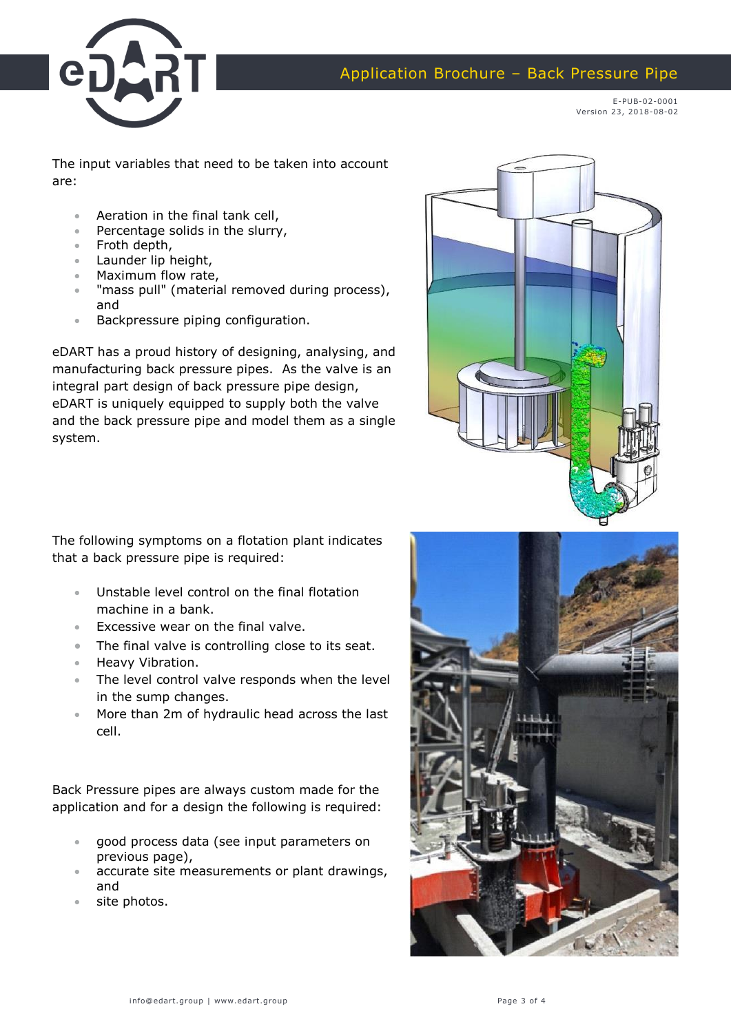The input variables that need to be taken into account are:

- Aeration in the final tank cell,
- Percentage solids in the slurry,
- Froth depth,
- Launder lip height,
- Maximum flow rate,
- "mass pull" (material removed during process), and
- Backpressure piping configuration.

eDART has a proud history of designing, analysing, and manufacturing back pressure pipes. As the valve is an integral part design of back pressure pipe design, eDART is uniquely equipped to supply both the valve and the back pressure pipe and model them as a single system.

The following symptoms on a flotation plant indicates that a back pressure pipe is required:

- Unstable level control on the final flotation machine in a bank.
- Excessive wear on the final valve.
- The final valve is controlling close to its seat.
- Heavy Vibration.
- The level control valve responds when the level in the sump changes.
- More than 2m of hydraulic head across the last cell.

Back Pressure pipes are always custom made for the application and for a design the following is required:

- good process data (see input parameters on previous page),
- accurate site measurements or plant drawings, and
- site photos.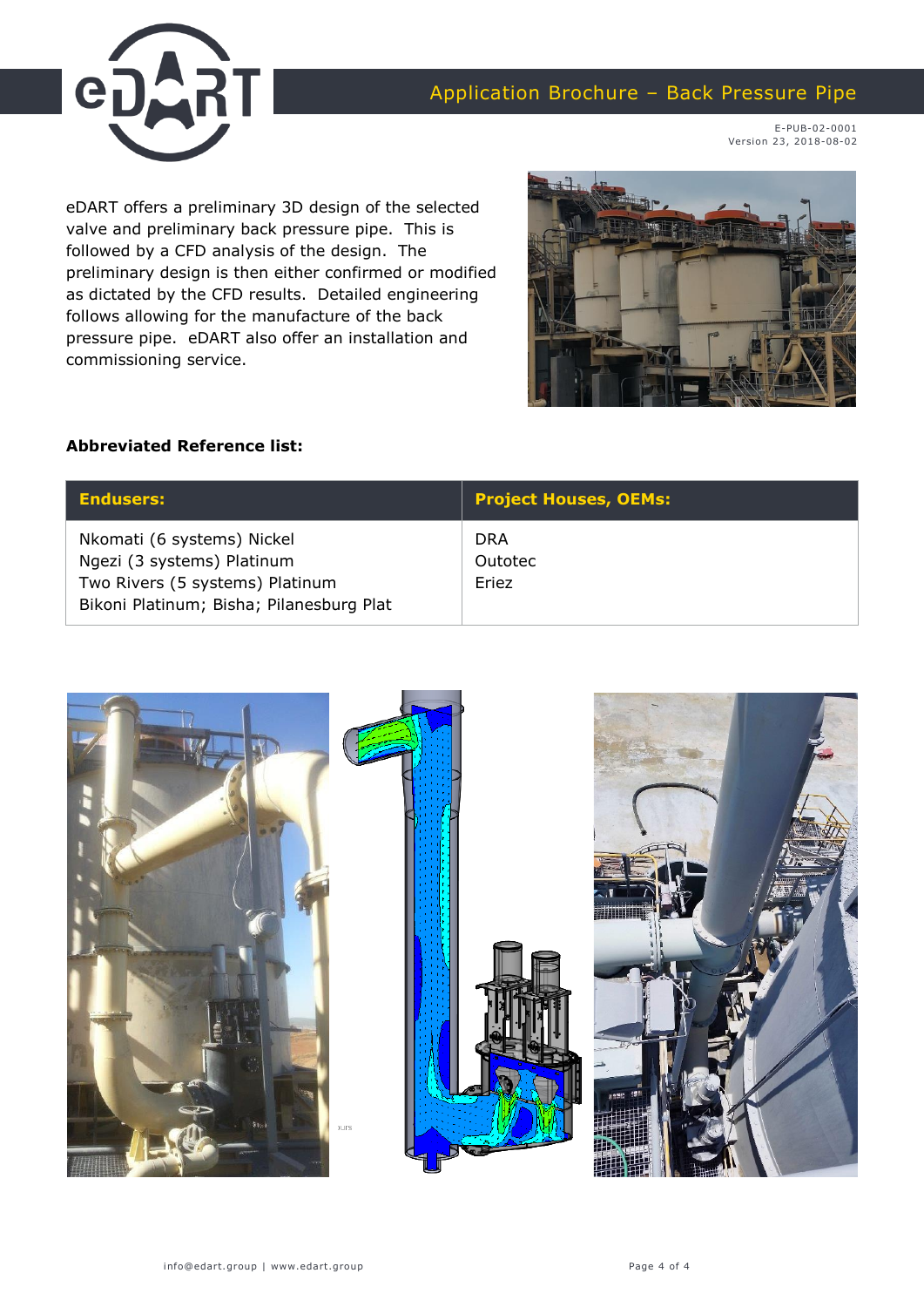eDART offers a preliminary 3D design of the selected valve and preliminary back pressure pipe. This is followed by a CFD analysis of the design. The preliminary design is then either confirmed or modified as dictated by the CFD results. Detailed engineering follows allowing for the manufacture of the back pressure pipe. eDART also offer an installation and commissioning service.

**Abbreviated Reference list:**

| Endusers: | Project Houses, OEMs: |
|---|---|
| Nkomati (6 systems) Nickel<br>Ngezi (3 systems) Platinum<br>Two Rivers (5 systems) Platinum<br>Bikoni Platinum; Bisha; Pilanesburg Plat | DRA<br>Outotec<br>Eriez |